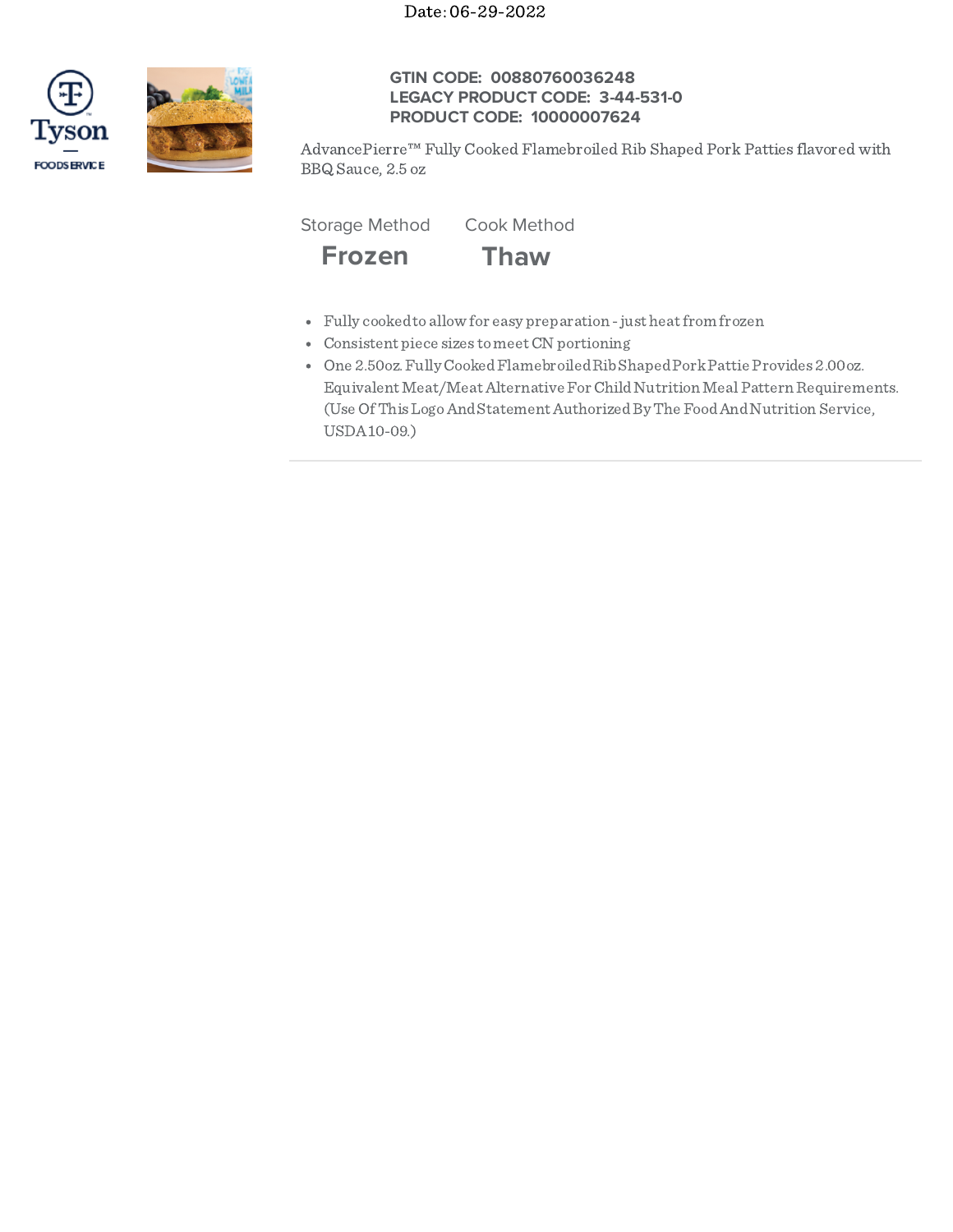Date: 06-29-2022

Tyson FOODSERVICE

**GTIN CODE: 00880760036248**
**LEGACY PRODUCT CODE: 3-44-531-0**
**PRODUCT CODE: 10000007624**

AdvancePierre™ Fully Cooked Flamebroiled Rib Shaped Pork Patties flavored with BBQ Sauce, 2.5 oz

| Storage Method | Cook Method |
| --- | --- |
| **Frozen** | **Thaw** |

- Fully cooked to allow for easy preparation - just heat from frozen
- Consistent piece sizes to meet CN portioning
- One 2.50oz. Fully Cooked Flamebroiled Rib Shaped Pork Pattie Provides 2.00oz. Equivalent Meat/Meat Alternative For Child Nutrition Meal Pattern Requirements. (Use Of This Logo And Statement Authorized By The Food And Nutrition Service, USDA 10-09.)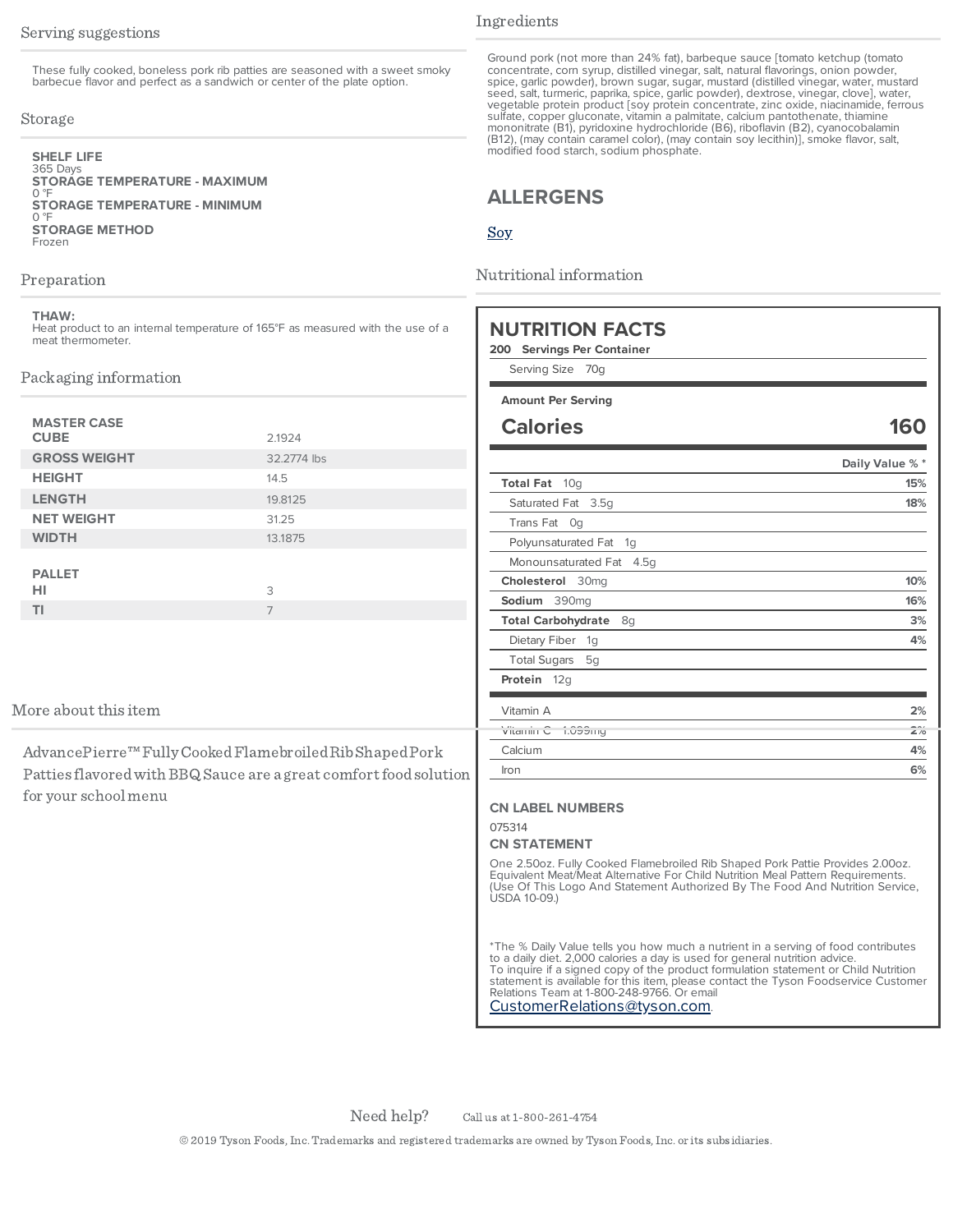## Serving suggestions

These fully cooked, boneless pork rib patties are seasoned with a sweet smoky barbecue flavor and perfect as a sandwich or center of the plate option.

## Storage

**SHELF LIFE**
365 Days
**STORAGE TEMPERATURE - MAXIMUM**
0 °F
**STORAGE TEMPERATURE - MINIMUM**
0 °F
**STORAGE METHOD**
Frozen

## Preparation

**THAW:**
Heat product to an internal temperature of 165°F as measured with the use of a meat thermometer.

## Packaging information

| | |
|---|---|
| **MASTER CASE** | |
| **CUBE** | 2.1924 |
| **GROSS WEIGHT** | 32.2774 lbs |
| **HEIGHT** | 14.5 |
| **LENGTH** | 19.8125 |
| **NET WEIGHT** | 31.25 |
| **WIDTH** | 13.1875 |

| | |
|---|---|
| **PALLET** | |
| **HI** | 3 |
| **TI** | 7 |

## More about this item

AdvancePierre™ Fully Cooked Flamebroiled Rib Shaped Pork Patties flavored with BBQ Sauce are a great comfort food solution for your school menu

## Ingredients

Ground pork (not more than 24% fat), barbeque sauce [tomato ketchup (tomato concentrate, corn syrup, distilled vinegar, salt, natural flavorings, onion powder, spice, garlic powder), brown sugar, sugar, mustard (distilled vinegar, water, mustard seed, salt, turmeric, paprika, spice, garlic powder), dextrose, vinegar, clove], water, vegetable protein product [soy protein concentrate, zinc oxide, niacinamide, ferrous sulfate, copper gluconate, vitamin a palmitate, calcium pantothenate, thiamine mononitrate (B1), pyridoxine hydrochloride (B6), riboflavin (B2), cyanocobalamin (B12), (may contain caramel color), (may contain soy lecithin)], smoke flavor, salt, modified food starch, sodium phosphate.

## ALLERGENS

Soy

## Nutritional information

**NUTRITION FACTS**

**200 Servings Per Container**

Serving Size 70g

**Amount Per Serving**

| **Calories** | **160** |
|---|---|
| | **Daily Value % *** |
| **Total Fat** 10g | **15%** |
| Saturated Fat 3.5g | **18%** |
| Trans Fat 0g | |
| Polyunsaturated Fat 1g | |
| Monounsaturated Fat 4.5g | |
| **Cholesterol** 30mg | **10%** |
| **Sodium** 390mg | **16%** |
| **Total Carbohydrate** 8g | **3%** |
| Dietary Fiber 1g | **4%** |
| Total Sugars 5g | |
| **Protein** 12g | |
| Vitamin A | **2%** |
| Vitamin C 1.099mg | **2%** |
| Calcium | **4%** |
| Iron | **6%** |

**CN LABEL NUMBERS**

075314

**CN STATEMENT**

One 2.50oz. Fully Cooked Flamebroiled Rib Shaped Pork Pattie Provides 2.00oz. Equivalent Meat/Meat Alternative For Child Nutrition Meal Pattern Requirements. (Use Of This Logo And Statement Authorized By The Food And Nutrition Service, USDA 10-09.)

*The % Daily Value tells you how much a nutrient in a serving of food contributes to a daily diet. 2,000 calories a day is used for general nutrition advice. To inquire if a signed copy of the product formulation statement or Child Nutrition statement is available for this item, please contact the Tyson Foodservice Customer Relations Team at 1-800-248-9766. Or email CustomerRelations@tyson.com.

Need help? Call us at 1-800-261-4754

© 2019 Tyson Foods, Inc. Trademarks and registered trademarks are owned by Tyson Foods, Inc. or its subsidiaries.